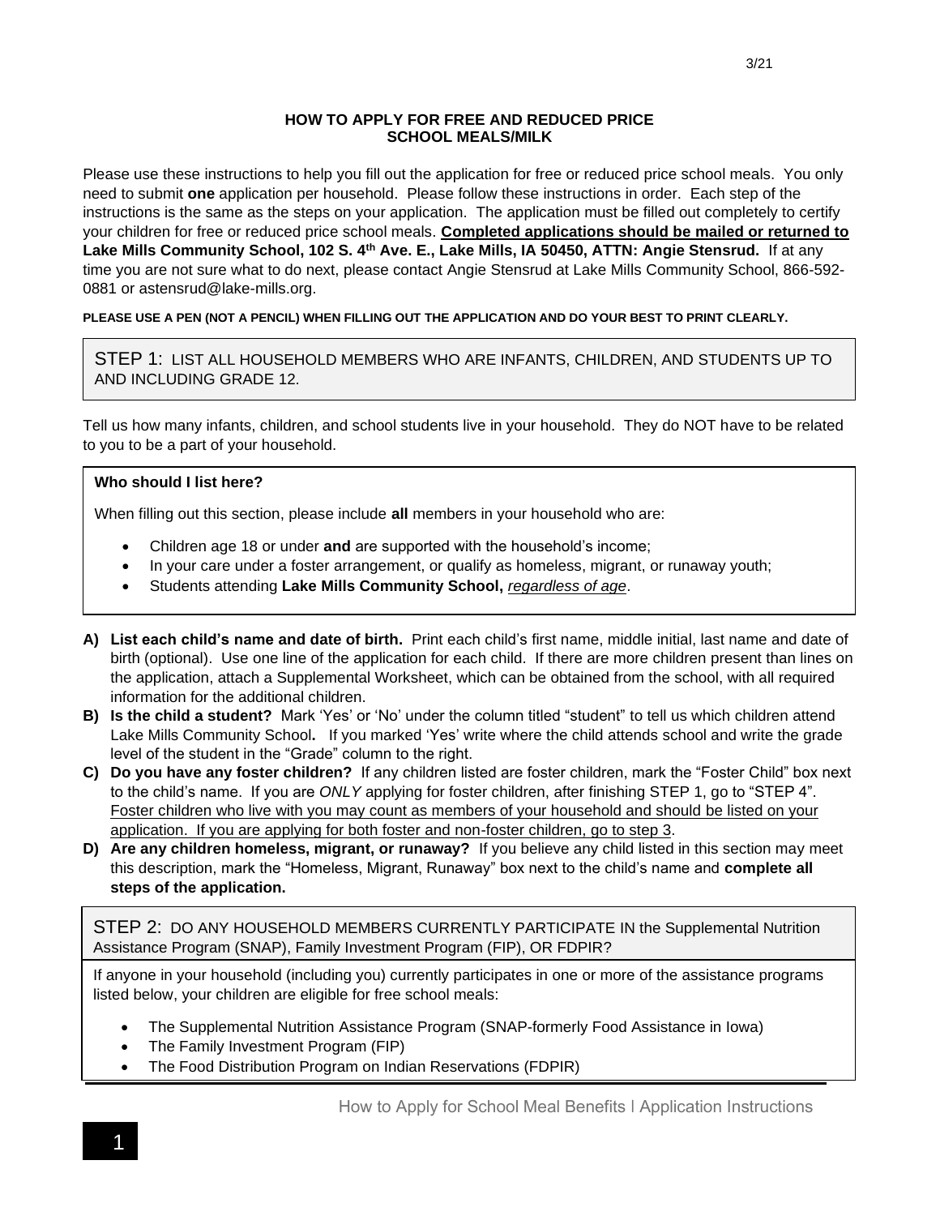# HOW TO APPLY FOR FREE AND REDUCED PRICE SCHOOL MEALS/MILK

3/21

Please use these instructions to help you fill out the application for free or reduced price school meals. You only need to submit **one** application per household. Please follow these instructions in order. Each step of the instructions is the same as the steps on your application. The application must be filled out completely to certify your children for free or reduced price school meals. **Completed applications should be mailed or returned to Lake Mills Community School, 102 S. 4th Ave. E., Lake Mills, IA 50450, ATTN: Angie Stensrud.** If at any time you are not sure what to do next, please contact Angie Stensrud at Lake Mills Community School, 866-592-0881 or astensrud@lake-mills.org.

**PLEASE USE A PEN (NOT A PENCIL) WHEN FILLING OUT THE APPLICATION AND DO YOUR BEST TO PRINT CLEARLY.**

## STEP 1: LIST ALL HOUSEHOLD MEMBERS WHO ARE INFANTS, CHILDREN, AND STUDENTS UP TO AND INCLUDING GRADE 12.

Tell us how many infants, children, and school students live in your household. They do NOT have to be related to you to be a part of your household.

**Who should I list here?**

When filling out this section, please include **all** members in your household who are:

- Children age 18 or under **and** are supported with the household's income;
- In your care under a foster arrangement, or qualify as homeless, migrant, or runaway youth;
- Students attending **Lake Mills Community School,** *regardless of age*.

**A) List each child's name and date of birth.** Print each child's first name, middle initial, last name and date of birth (optional). Use one line of the application for each child. If there are more children present than lines on the application, attach a Supplemental Worksheet, which can be obtained from the school, with all required information for the additional children.

**B) Is the child a student?** Mark 'Yes' or 'No' under the column titled "student" to tell us which children attend Lake Mills Community School**.** If you marked 'Yes' write where the child attends school and write the grade level of the student in the "Grade" column to the right.

**C) Do you have any foster children?** If any children listed are foster children, mark the "Foster Child" box next to the child's name. If you are *ONLY* applying for foster children, after finishing STEP 1, go to "STEP 4". Foster children who live with you may count as members of your household and should be listed on your application. If you are applying for both foster and non-foster children, go to step 3.

**D) Are any children homeless, migrant, or runaway?** If you believe any child listed in this section may meet this description, mark the "Homeless, Migrant, Runaway" box next to the child's name and **complete all steps of the application.**

## STEP 2: DO ANY HOUSEHOLD MEMBERS CURRENTLY PARTICIPATE IN the Supplemental Nutrition Assistance Program (SNAP), Family Investment Program (FIP), OR FDPIR?

If anyone in your household (including you) currently participates in one or more of the assistance programs listed below, your children are eligible for free school meals:

- The Supplemental Nutrition Assistance Program (SNAP-formerly Food Assistance in Iowa)
- The Family Investment Program (FIP)
- The Food Distribution Program on Indian Reservations (FDPIR)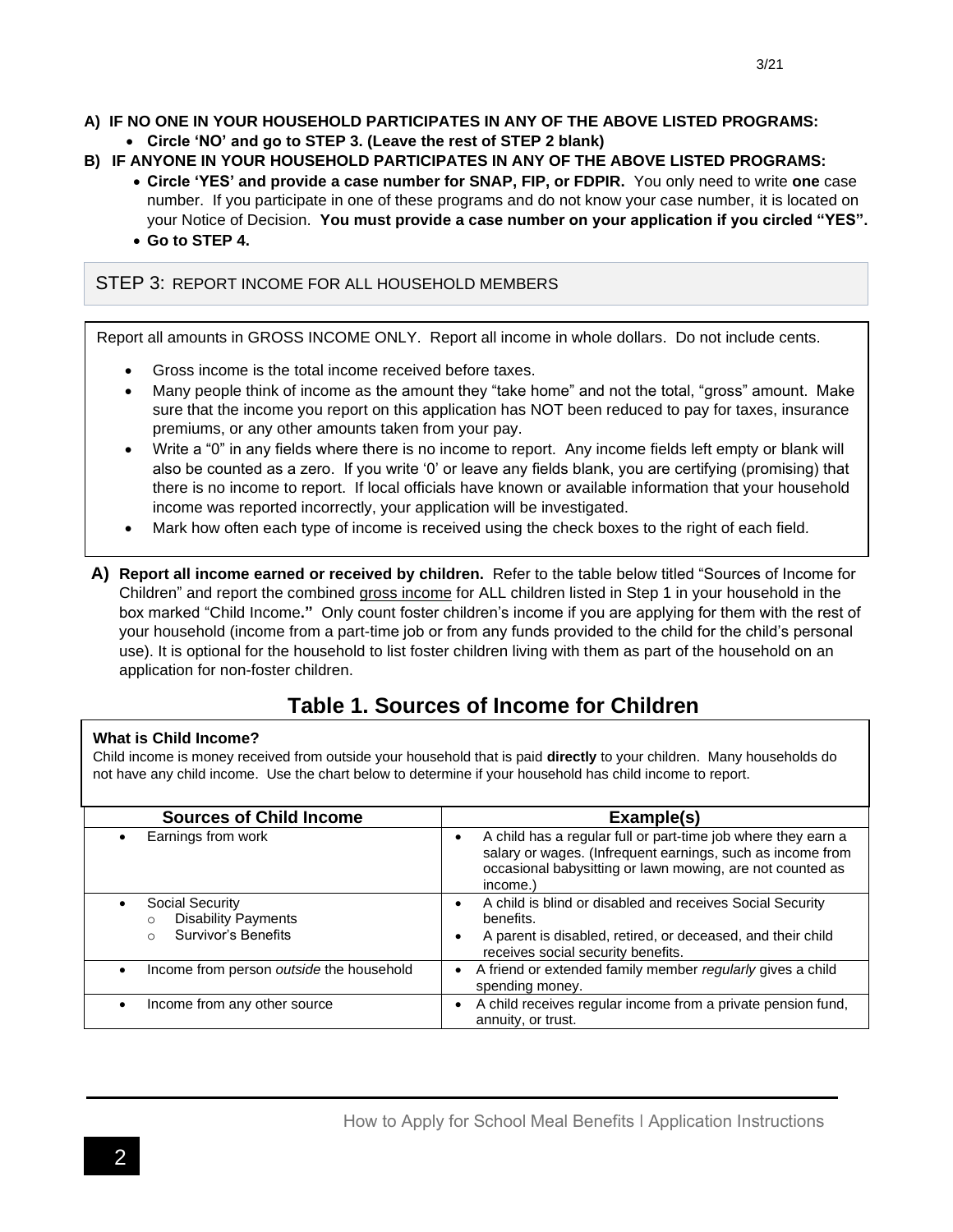**A) IF NO ONE IN YOUR HOUSEHOLD PARTICIPATES IN ANY OF THE ABOVE LISTED PROGRAMS:**

- **Circle 'NO' and go to STEP 3. (Leave the rest of STEP 2 blank)**

**B) IF ANYONE IN YOUR HOUSEHOLD PARTICIPATES IN ANY OF THE ABOVE LISTED PROGRAMS:**

- **Circle 'YES' and provide a case number for SNAP, FIP, or FDPIR.** You only need to write **one** case number. If you participate in one of these programs and do not know your case number, it is located on your Notice of Decision. **You must provide a case number on your application if you circled "YES".**
- **Go to STEP 4.**

## STEP 3: REPORT INCOME FOR ALL HOUSEHOLD MEMBERS

Report all amounts in GROSS INCOME ONLY. Report all income in whole dollars. Do not include cents.

- Gross income is the total income received before taxes.
- Many people think of income as the amount they "take home" and not the total, "gross" amount. Make sure that the income you report on this application has NOT been reduced to pay for taxes, insurance premiums, or any other amounts taken from your pay.
- Write a "0" in any fields where there is no income to report. Any income fields left empty or blank will also be counted as a zero. If you write '0' or leave any fields blank, you are certifying (promising) that there is no income to report. If local officials have known or available information that your household income was reported incorrectly, your application will be investigated.
- Mark how often each type of income is received using the check boxes to the right of each field.

**A) Report all income earned or received by children.** Refer to the table below titled "Sources of Income for Children" and report the combined gross income for ALL children listed in Step 1 in your household in the box marked "Child Income**."** Only count foster children's income if you are applying for them with the rest of your household (income from a part-time job or from any funds provided to the child for the child's personal use). It is optional for the household to list foster children living with them as part of the household on an application for non-foster children.

## Table 1. Sources of Income for Children

**What is Child Income?**
Child income is money received from outside your household that is paid **directly** to your children. Many households do not have any child income. Use the chart below to determine if your household has child income to report.

| Sources of Child Income | Example(s) |
|---|---|
| • Earnings from work | • A child has a regular full or part-time job where they earn a salary or wages. (Infrequent earnings, such as income from occasional babysitting or lawn mowing, are not counted as income.) |
| • Social Security<br>○ Disability Payments<br>○ Survivor's Benefits | • A child is blind or disabled and receives Social Security benefits.<br>• A parent is disabled, retired, or deceased, and their child receives social security benefits. |
| • Income from person *outside* the household | • A friend or extended family member *regularly* gives a child spending money. |
| • Income from any other source | • A child receives regular income from a private pension fund, annuity, or trust. |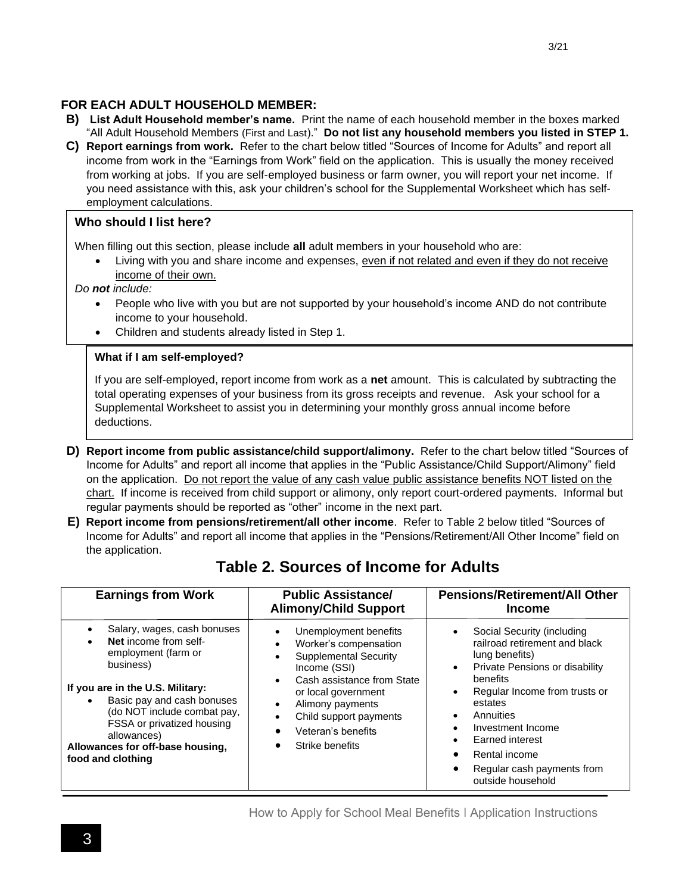## FOR EACH ADULT HOUSEHOLD MEMBER:

**B) List Adult Household member's name.** Print the name of each household member in the boxes marked "All Adult Household Members (First and Last)." **Do not list any household members you listed in STEP 1.**

**C) Report earnings from work.** Refer to the chart below titled "Sources of Income for Adults" and report all income from work in the "Earnings from Work" field on the application. This is usually the money received from working at jobs. If you are self-employed business or farm owner, you will report your net income. If you need assistance with this, ask your children's school for the Supplemental Worksheet which has self-employment calculations.

> **Who should I list here?**
>
> When filling out this section, please include **all** adult members in your household who are:
>
> - Living with you and share income and expenses, <u>even if not related and even if they do not receive income of their own.</u>
>
> *Do **not** include:*
>
> - People who live with you but are not supported by your household's income AND do not contribute income to your household.
> - Children and students already listed in Step 1.

> **What if I am self-employed?**
>
> If you are self-employed, report income from work as a **net** amount. This is calculated by subtracting the total operating expenses of your business from its gross receipts and revenue. Ask your school for a Supplemental Worksheet to assist you in determining your monthly gross annual income before deductions.

**D) Report income from public assistance/child support/alimony.** Refer to the chart below titled "Sources of Income for Adults" and report all income that applies in the "Public Assistance/Child Support/Alimony" field on the application. <u>Do not report the value of any cash value public assistance benefits NOT listed on the chart.</u> If income is received from child support or alimony, only report court-ordered payments. Informal but regular payments should be reported as "other" income in the next part.

**E) Report income from pensions/retirement/all other income**. Refer to Table 2 below titled "Sources of Income for Adults" and report all income that applies in the "Pensions/Retirement/All Other Income" field on the application.

## Table 2. Sources of Income for Adults

| Earnings from Work | Public Assistance/ Alimony/Child Support | Pensions/Retirement/All Other Income |
|---|---|---|
| • Salary, wages, cash bonuses<br>• **Net** income from self-employment (farm or business)<br><br>**If you are in the U.S. Military:**<br>• Basic pay and cash bonuses (do NOT include combat pay, FSSA or privatized housing allowances)<br>**Allowances for off-base housing, food and clothing** | • Unemployment benefits<br>• Worker's compensation<br>• Supplemental Security Income (SSI)<br>• Cash assistance from State or local government<br>• Alimony payments<br>• Child support payments<br>• Veteran's benefits<br>• Strike benefits | • Social Security (including railroad retirement and black lung benefits)<br>• Private Pensions or disability benefits<br>• Regular Income from trusts or estates<br>• Annuities<br>• Investment Income<br>• Earned interest<br>• Rental income<br>• Regular cash payments from outside household |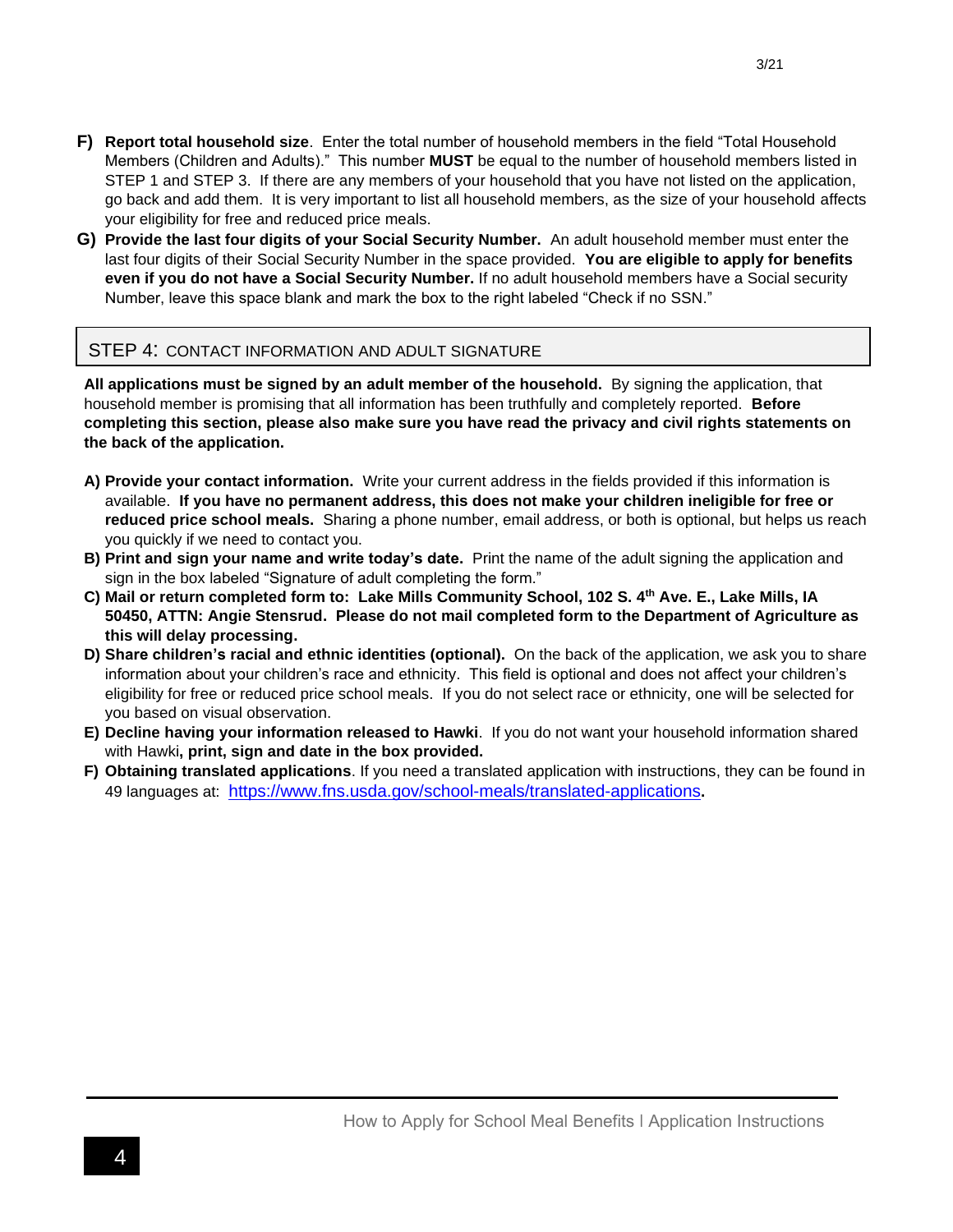**F)** **Report total household size**. Enter the total number of household members in the field "Total Household Members (Children and Adults)." This number **MUST** be equal to the number of household members listed in STEP 1 and STEP 3. If there are any members of your household that you have not listed on the application, go back and add them. It is very important to list all household members, as the size of your household affects your eligibility for free and reduced price meals.

**G)** **Provide the last four digits of your Social Security Number.** An adult household member must enter the last four digits of their Social Security Number in the space provided. **You are eligible to apply for benefits even if you do not have a Social Security Number.** If no adult household members have a Social security Number, leave this space blank and mark the box to the right labeled "Check if no SSN."

## STEP 4: CONTACT INFORMATION AND ADULT SIGNATURE

**All applications must be signed by an adult member of the household.** By signing the application, that household member is promising that all information has been truthfully and completely reported. **Before completing this section, please also make sure you have read the privacy and civil rights statements on the back of the application.**

A) **Provide your contact information.** Write your current address in the fields provided if this information is available. **If you have no permanent address, this does not make your children ineligible for free or reduced price school meals.** Sharing a phone number, email address, or both is optional, but helps us reach you quickly if we need to contact you.

B) **Print and sign your name and write today's date.** Print the name of the adult signing the application and sign in the box labeled "Signature of adult completing the form."

C) **Mail or return completed form to: Lake Mills Community School, 102 S. 4th Ave. E., Lake Mills, IA 50450, ATTN: Angie Stensrud. Please do not mail completed form to the Department of Agriculture as this will delay processing.**

D) **Share children's racial and ethnic identities (optional).** On the back of the application, we ask you to share information about your children's race and ethnicity. This field is optional and does not affect your children's eligibility for free or reduced price school meals. If you do not select race or ethnicity, one will be selected for you based on visual observation.

E) **Decline having your information released to Hawki**. If you do not want your household information shared with Hawki**, print, sign and date in the box provided.**

F) **Obtaining translated applications**. If you need a translated application with instructions, they can be found in 49 languages at: https://www.fns.usda.gov/school-meals/translated-applications**.**